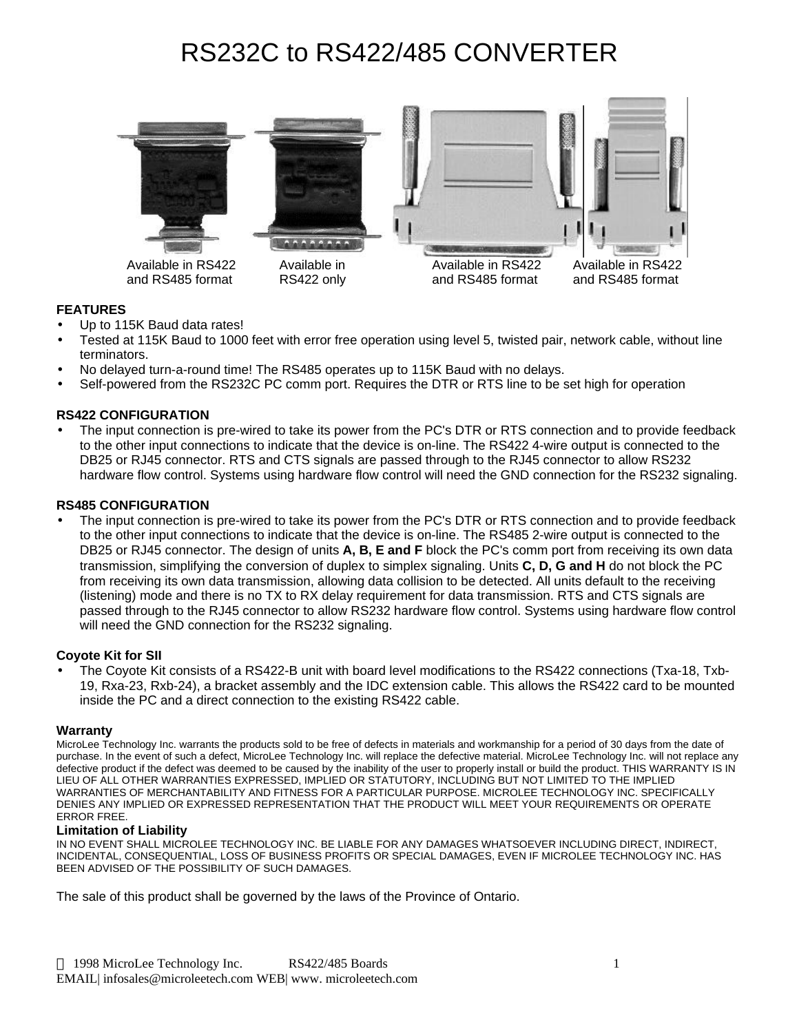# RS232C to RS422/485 CONVERTER

Available in RS422 and RS485 format

Available in RS422 only

Available in RS422 and RS485 format

Available in RS422 and RS485 format

**FEATURES**

- Up to 115K Baud data rates!
- Tested at 115K Baud to 1000 feet with error free operation using level 5, twisted pair, network cable, without line terminators.
- No delayed turn-a-round time! The RS485 operates up to 115K Baud with no delays.
- Self-powered from the RS232C PC comm port. Requires the DTR or RTS line to be set high for operation

**RS422 CONFIGURATION**

- The input connection is pre-wired to take its power from the PC's DTR or RTS connection and to provide feedback to the other input connections to indicate that the device is on-line. The RS422 4-wire output is connected to the DB25 or RJ45 connector. RTS and CTS signals are passed through to the RJ45 connector to allow RS232 hardware flow control. Systems using hardware flow control will need the GND connection for the RS232 signaling.

**RS485 CONFIGURATION**

- The input connection is pre-wired to take its power from the PC's DTR or RTS connection and to provide feedback to the other input connections to indicate that the device is on-line. The RS485 2-wire output is connected to the DB25 or RJ45 connector. The design of units **A, B, E and F** block the PC's comm port from receiving its own data transmission, simplifying the conversion of duplex to simplex signaling. Units **C, D, G and H** do not block the PC from receiving its own data transmission, allowing data collision to be detected. All units default to the receiving (listening) mode and there is no TX to RX delay requirement for data transmission. RTS and CTS signals are passed through to the RJ45 connector to allow RS232 hardware flow control. Systems using hardware flow control will need the GND connection for the RS232 signaling.

**Coyote Kit for SII**

- The Coyote Kit consists of a RS422-B unit with board level modifications to the RS422 connections (Txa-18, Txb-19, Rxa-23, Rxb-24), a bracket assembly and the IDC extension cable. This allows the RS422 card to be mounted inside the PC and a direct connection to the existing RS422 cable.

**Warranty**

MicroLee Technology Inc. warrants the products sold to be free of defects in materials and workmanship for a period of 30 days from the date of purchase. In the event of such a defect, MicroLee Technology Inc. will replace the defective material. MicroLee Technology Inc. will not replace any defective product if the defect was deemed to be caused by the inability of the user to properly install or build the product. THIS WARRANTY IS IN LIEU OF ALL OTHER WARRANTIES EXPRESSED, IMPLIED OR STATUTORY, INCLUDING BUT NOT LIMITED TO THE IMPLIED WARRANTIES OF MERCHANTABILITY AND FITNESS FOR A PARTICULAR PURPOSE. MICROLEE TECHNOLOGY INC. SPECIFICALLY DENIES ANY IMPLIED OR EXPRESSED REPRESENTATION THAT THE PRODUCT WILL MEET YOUR REQUIREMENTS OR OPERATE ERROR FREE.

**Limitation of Liability**

IN NO EVENT SHALL MICROLEE TECHNOLOGY INC. BE LIABLE FOR ANY DAMAGES WHATSOEVER INCLUDING DIRECT, INDIRECT, INCIDENTAL, CONSEQUENTIAL, LOSS OF BUSINESS PROFITS OR SPECIAL DAMAGES, EVEN IF MICROLEE TECHNOLOGY INC. HAS BEEN ADVISED OF THE POSSIBILITY OF SUCH DAMAGES.

The sale of this product shall be governed by the laws of the Province of Ontario.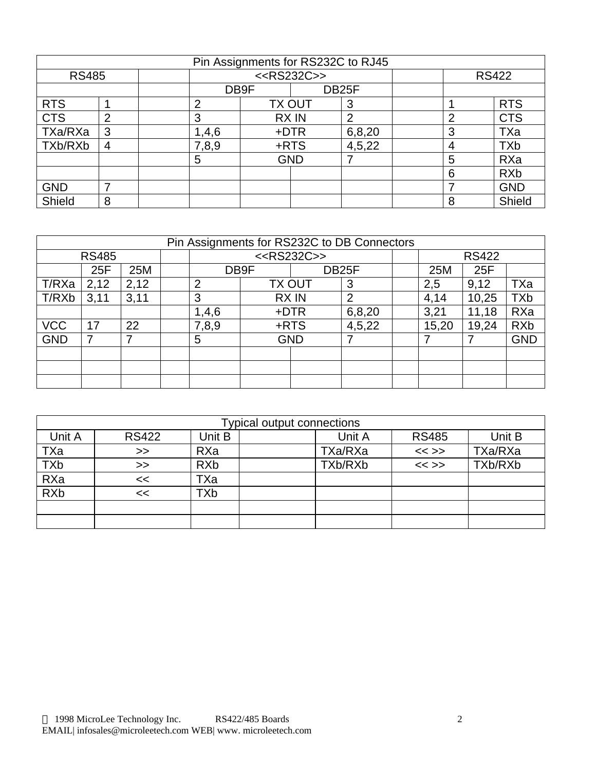| Pin Assignments for RS232C to RJ45 | | | | | | | | | |
|---|---|---|---|---|---|---|---|---|---|
| RS485 | | | <<RS232C>> | | | | | RS422 | |
| | | | DB9F | | DB25F | | | | |
| RTS | 1 | | 2 | TX OUT | | 3 | | 1 | RTS |
| CTS | 2 | | 3 | RX IN | | 2 | | 2 | CTS |
| TXa/RXa | 3 | | 1,4,6 | +DTR | | 6,8,20 | | 3 | TXa |
| TXb/RXb | 4 | | 7,8,9 | +RTS | | 4,5,22 | | 4 | TXb |
| | | | 5 | GND | | 7 | | 5 | RXa |
| | | | | | | | | 6 | RXb |
| GND | 7 | | | | | | | 7 | GND |
| Shield | 8 | | | | | | | 8 | Shield |

| Pin Assignments for RS232C to DB Connectors | | | | | | | | | | | |
|---|---|---|---|---|---|---|---|---|---|---|---|
| RS485 | | | | <<RS232C>> | | | | | RS422 | | |
| | 25F | 25M | | DB9F | | DB25F | | | 25M | 25F | |
| T/RXa | 2,12 | 2,12 | | 2 | TX OUT | | 3 | | 2,5 | 9,12 | TXa |
| T/RXb | 3,11 | 3,11 | | 3 | RX IN | | 2 | | 4,14 | 10,25 | TXb |
| | | | | 1,4,6 | +DTR | | 6,8,20 | | 3,21 | 11,18 | RXa |
| VCC | 17 | 22 | | 7,8,9 | +RTS | | 4,5,22 | | 15,20 | 19,24 | RXb |
| GND | 7 | 7 | | 5 | GND | | 7 | | 7 | 7 | GND |

| Typical output connections | | | | | | |
|---|---|---|---|---|---|---|
| Unit A | RS422 | Unit B | | Unit A | RS485 | Unit B |
| TXa | >> | RXa | | TXa/RXa | << >> | TXa/RXa |
| TXb | >> | RXb | | TXb/RXb | << >> | TXb/RXb |
| RXa | << | TXa | | | | |
| RXb | << | TXb | | | | |

© 1998 MicroLee Technology Inc. RS422/485 Boards
EMAIL| infosales@microleetech.com WEB| www. microleetech.com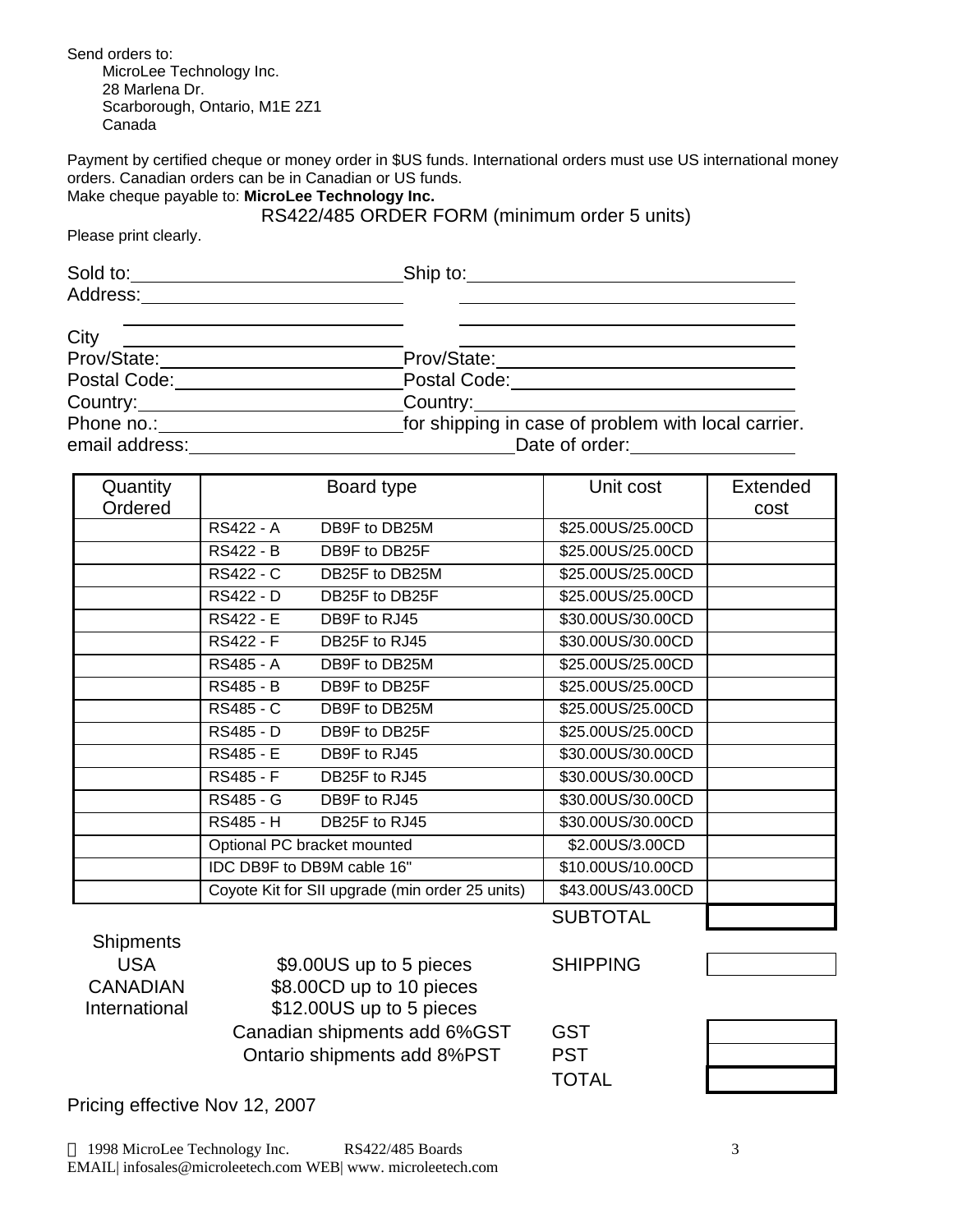Send orders to:

MicroLee Technology Inc.
28 Marlena Dr.
Scarborough, Ontario, M1E 2Z1
Canada

Payment by certified cheque or money order in $US funds. International orders must use US international money orders. Canadian orders can be in Canadian or US funds.
Make cheque payable to: **MicroLee Technology Inc.**

RS422/485 ORDER FORM (minimum order 5 units)

Please print clearly.

Sold to:______________________ Ship to:______________________
Address:______________________
______________________ ______________________
City ______________________ ______________________
Prov/State:______________________ Prov/State:______________________
Postal Code:______________________ Postal Code:______________________
Country:______________________ Country:______________________
Phone no.:______________________ for shipping in case of problem with local carrier.
email address:______________________ Date of order:______________

| Quantity Ordered | Board type | Unit cost | Extended cost |
|---|---|---|---|
| | RS422 - A DB9F to DB25M | $25.00US/25.00CD | |
| | RS422 - B DB9F to DB25F | $25.00US/25.00CD | |
| | RS422 - C DB25F to DB25M | $25.00US/25.00CD | |
| | RS422 - D DB25F to DB25F | $25.00US/25.00CD | |
| | RS422 - E DB9F to RJ45 | $30.00US/30.00CD | |
| | RS422 - F DB25F to RJ45 | $30.00US/30.00CD | |
| | RS485 - A DB9F to DB25M | $25.00US/25.00CD | |
| | RS485 - B DB9F to DB25F | $25.00US/25.00CD | |
| | RS485 - C DB9F to DB25M | $25.00US/25.00CD | |
| | RS485 - D DB9F to DB25F | $25.00US/25.00CD | |
| | RS485 - E DB9F to RJ45 | $30.00US/30.00CD | |
| | RS485 - F DB25F to RJ45 | $30.00US/30.00CD | |
| | RS485 - G DB9F to RJ45 | $30.00US/30.00CD | |
| | RS485 - H DB25F to RJ45 | $30.00US/30.00CD | |
| | Optional PC bracket mounted | $2.00US/3.00CD | |
| | IDC DB9F to DB9M cable 16" | $10.00US/10.00CD | |
| | Coyote Kit for SII upgrade (min order 25 units) | $43.00US/43.00CD | |
| | | SUBTOTAL | |

| Shipments | | | |
|---|---|---|---|
| USA | $9.00US up to 5 pieces | SHIPPING | |
| CANADIAN | $8.00CD up to 10 pieces | | |
| International | $12.00US up to 5 pieces | | |
| | Canadian shipments add 6%GST | GST | |
| | Ontario shipments add 8%PST | PST | |
| | | TOTAL | |

Pricing effective Nov 12, 2007